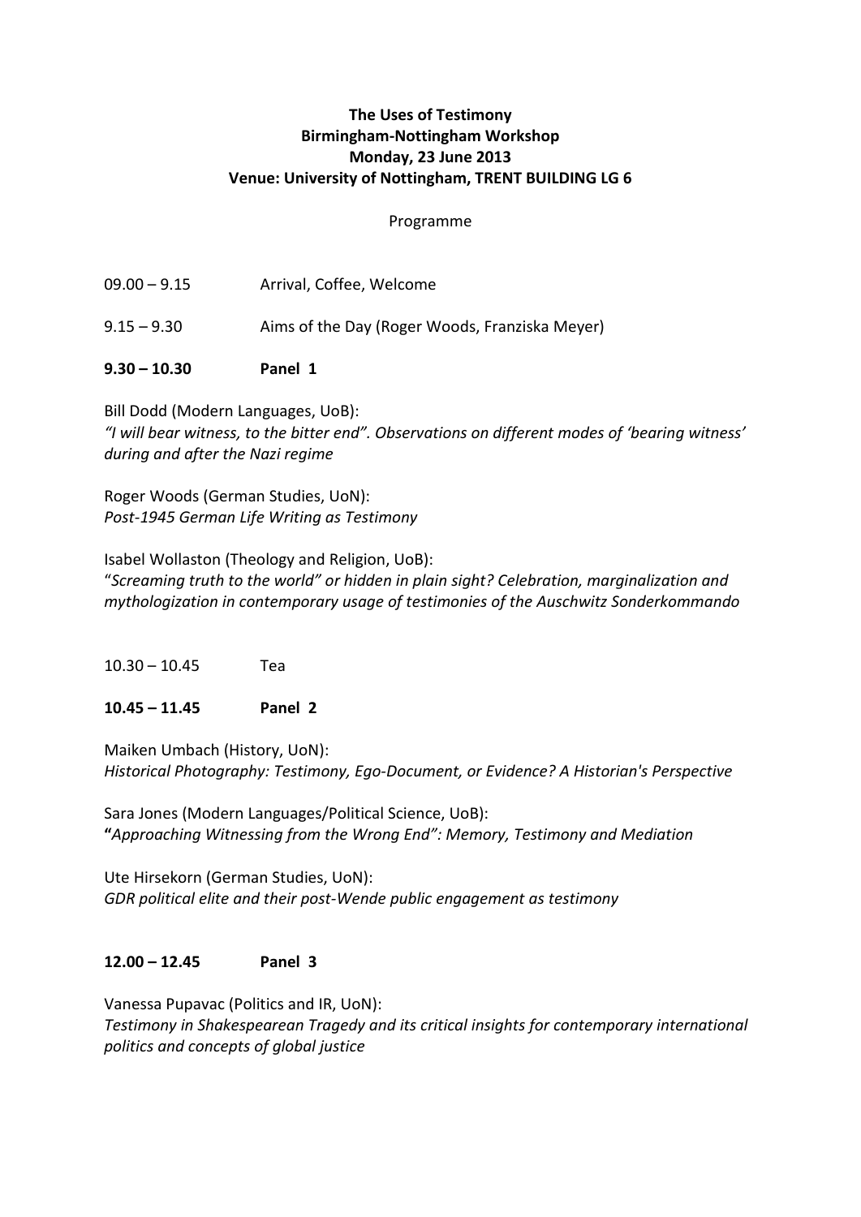**The Uses of Testimony**
**Birmingham-Nottingham Workshop**
**Monday, 23 June 2013**
**Venue: University of Nottingham, TRENT BUILDING LG 6**

Programme

09.00 – 9.15 Arrival, Coffee, Welcome

9.15 – 9.30 Aims of the Day (Roger Woods, Franziska Meyer)

**9.30 – 10.30 Panel 1**

Bill Dodd (Modern Languages, UoB):
*"I will bear witness, to the bitter end". Observations on different modes of 'bearing witness' during and after the Nazi regime*

Roger Woods (German Studies, UoN):
*Post-1945 German Life Writing as Testimony*

Isabel Wollaston (Theology and Religion, UoB):
"*Screaming truth to the world" or hidden in plain sight? Celebration, marginalization and mythologization in contemporary usage of testimonies of the Auschwitz Sonderkommando*

10.30 – 10.45 Tea

**10.45 – 11.45 Panel 2**

Maiken Umbach (History, UoN):
*Historical Photography: Testimony, Ego-Document, or Evidence? A Historian's Perspective*

Sara Jones (Modern Languages/Political Science, UoB):
**"***Approaching Witnessing from the Wrong End": Memory, Testimony and Mediation*

Ute Hirsekorn (German Studies, UoN):
*GDR political elite and their post-Wende public engagement as testimony*

**12.00 – 12.45 Panel 3**

Vanessa Pupavac (Politics and IR, UoN):
*Testimony in Shakespearean Tragedy and its critical insights for contemporary international politics and concepts of global justice*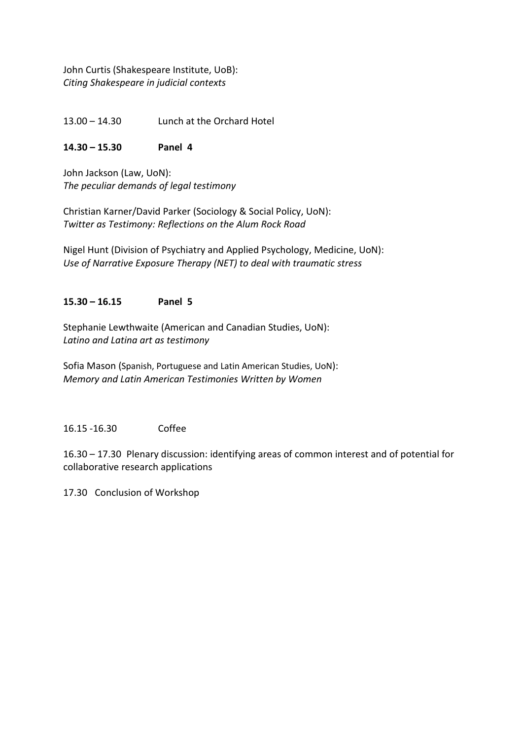John Curtis (Shakespeare Institute, UoB):
*Citing Shakespeare in judicial contexts*

13.00 – 14.30 Lunch at the Orchard Hotel

**14.30 – 15.30 Panel 4**

John Jackson (Law, UoN):
*The peculiar demands of legal testimony*

Christian Karner/David Parker (Sociology & Social Policy, UoN):
*Twitter as Testimony: Reflections on the Alum Rock Road*

Nigel Hunt (Division of Psychiatry and Applied Psychology, Medicine, UoN):
*Use of Narrative Exposure Therapy (NET) to deal with traumatic stress*

**15.30 – 16.15 Panel 5**

Stephanie Lewthwaite (American and Canadian Studies, UoN):
*Latino and Latina art as testimony*

Sofia Mason (Spanish, Portuguese and Latin American Studies, UoN):
*Memory and Latin American Testimonies Written by Women*

16.15 -16.30 Coffee

16.30 – 17.30 Plenary discussion: identifying areas of common interest and of potential for collaborative research applications

17.30 Conclusion of Workshop